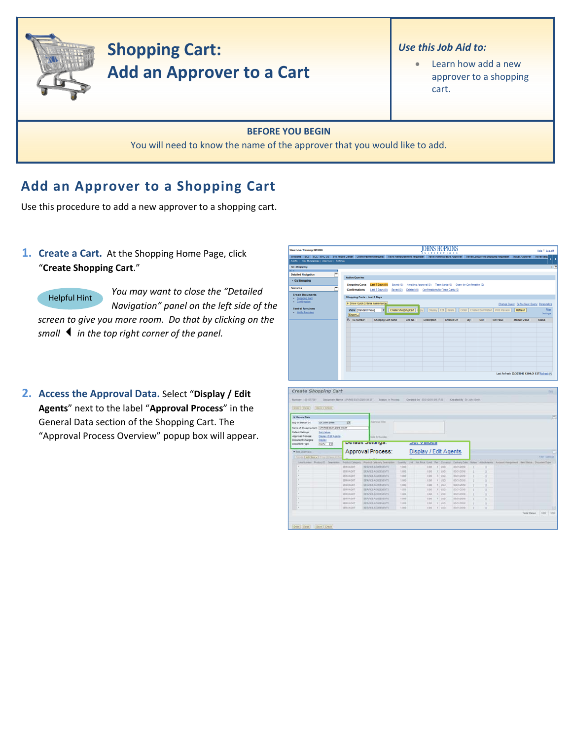# Shopping Cart: Add an Approver to a Cart

***Use this Job Aid to:***

- Learn how add a new approver to a shopping cart.

**BEFORE YOU BEGIN**

You will need to know the name of the approver that you would like to add.

## Add an Approver to a Shopping Cart

Use this procedure to add a new approver to a shopping cart.

1. **Create a Cart.** At the Shopping Home Page, click "**Create Shopping Cart**."

   Helpful Hint *You may want to close the "Detailed Navigation" panel on the left side of the screen to give you more room. Do that by clicking on the small ◀ in the top right corner of the panel.*

2. **Access the Approval Data.** Select "**Display / Edit Agents**" next to the label "**Approval Process**" in the General Data section of the Shopping Cart. The "Approval Process Overview" popup box will appear.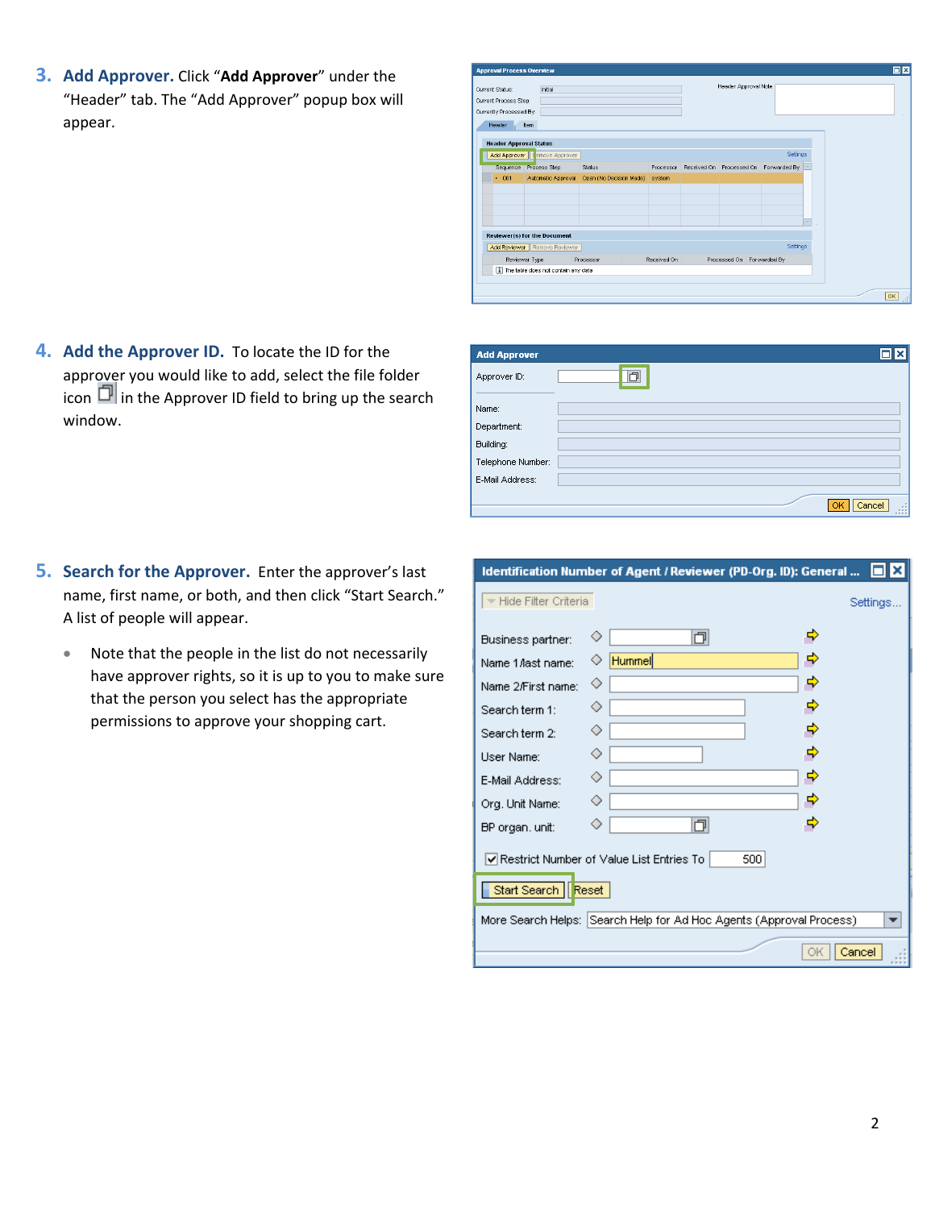3. **Add Approver.** Click "**Add Approver**" under the "Header" tab. The "Add Approver" popup box will appear.

4. **Add the Approver ID.** To locate the ID for the approver you would like to add, select the file folder icon in the Approver ID field to bring up the search window.

5. **Search for the Approver.** Enter the approver's last name, first name, or both, and then click "Start Search." A list of people will appear.

   - Note that the people in the list do not necessarily have approver rights, so it is up to you to make sure that the person you select has the appropriate permissions to approve your shopping cart.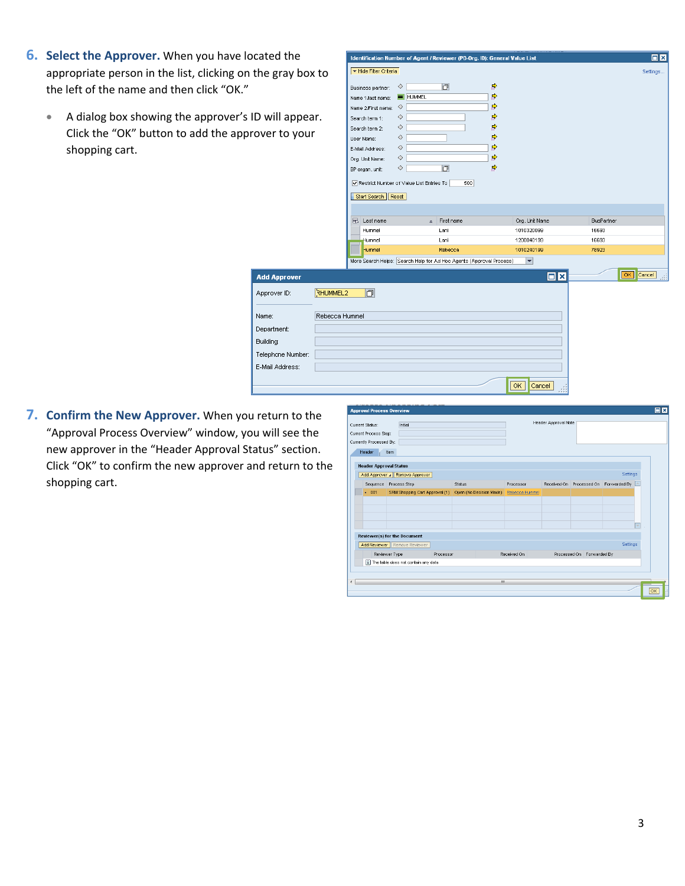6. **Select the Approver.** When you have located the appropriate person in the list, clicking on the gray box to the left of the name and then click "OK."

   - A dialog box showing the approver's ID will appear. Click the "OK" button to add the approver to your shopping cart.

7. **Confirm the New Approver.** When you return to the "Approval Process Overview" window, you will see the new approver in the "Header Approval Status" section. Click "OK" to confirm the new approver and return to the shopping cart.